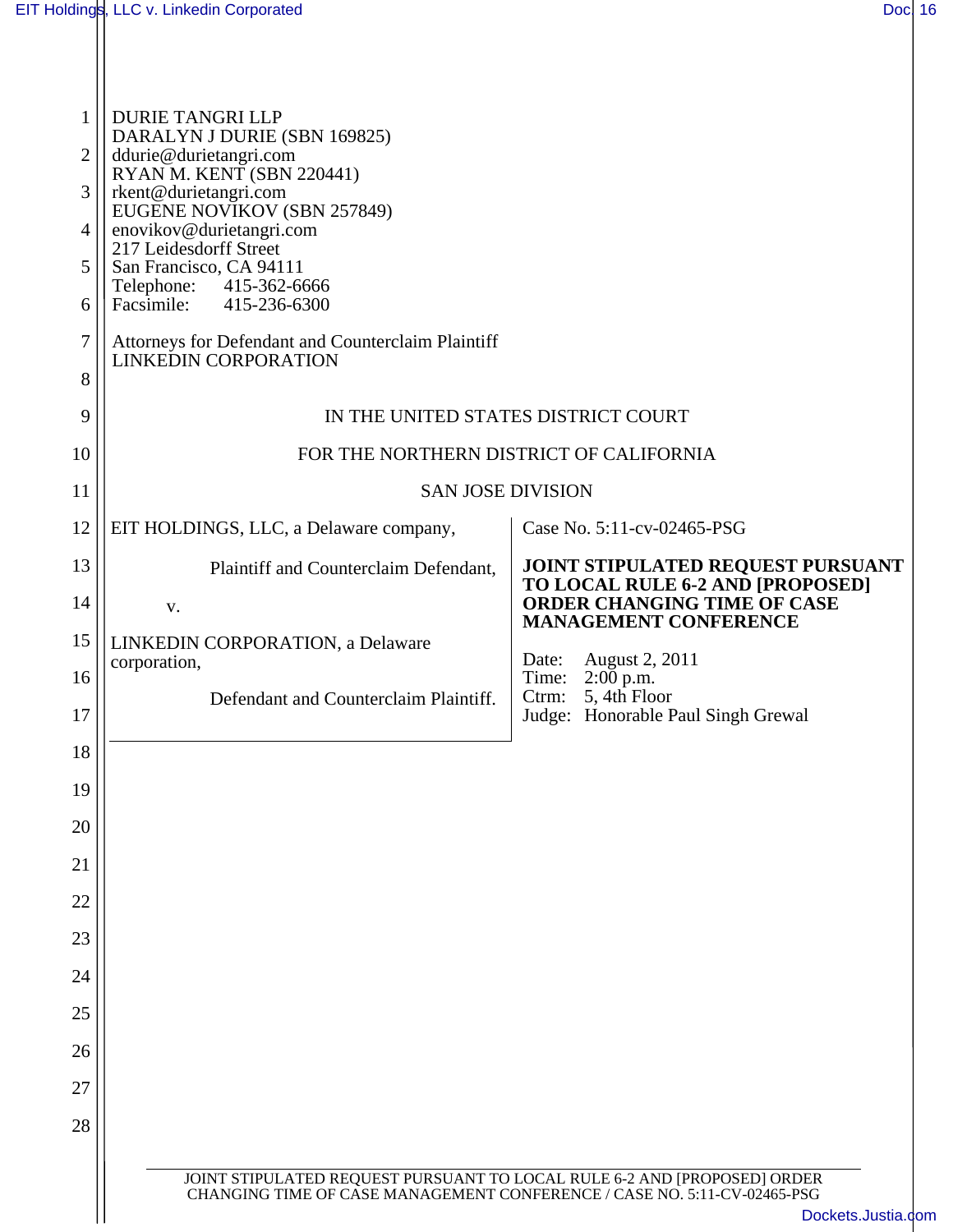DURIE TANGRI LLP
DARALYN J DURIE (SBN 169825)
ddurie@durietangri.com
RYAN M. KENT (SBN 220441)
rkent@durietangri.com
EUGENE NOVIKOV (SBN 257849)
enovikov@durietangri.com
217 Leidesdorff Street
San Francisco, CA 94111
Telephone: 415-362-6666
Facsimile: 415-236-6300

Attorneys for Defendant and Counterclaim Plaintiff
LINKEDIN CORPORATION

IN THE UNITED STATES DISTRICT COURT

FOR THE NORTHERN DISTRICT OF CALIFORNIA

SAN JOSE DIVISION

EIT HOLDINGS, LLC, a Delaware company,

Plaintiff and Counterclaim Defendant,

v.

LINKEDIN CORPORATION, a Delaware corporation,

Defendant and Counterclaim Plaintiff.

Case No. 5:11-cv-02465-PSG

**JOINT STIPULATED REQUEST PURSUANT TO LOCAL RULE 6-2 AND [PROPOSED] ORDER CHANGING TIME OF CASE MANAGEMENT CONFERENCE**

Date: August 2, 2011
Time: 2:00 p.m.
Ctrm: 5, 4th Floor
Judge: Honorable Paul Singh Grewal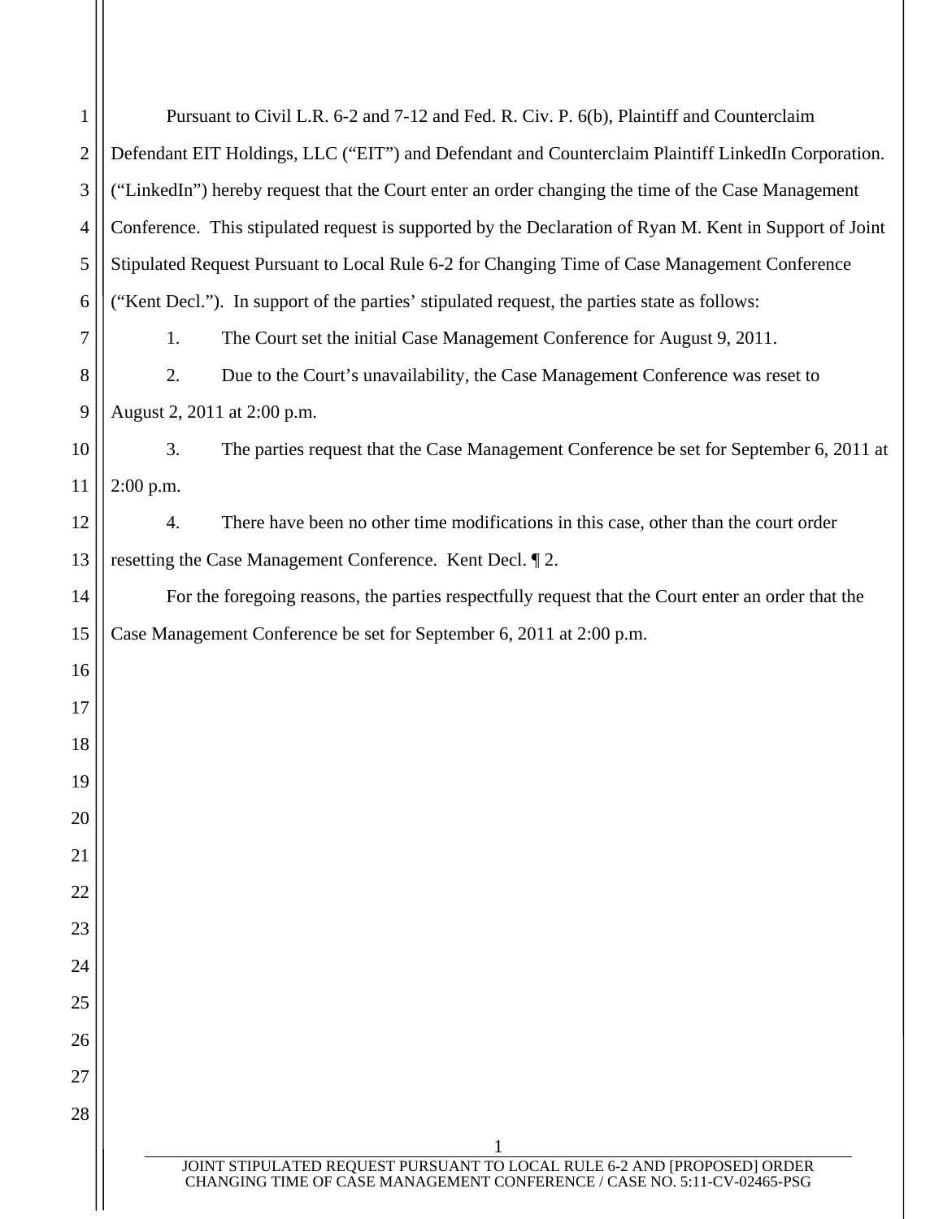Pursuant to Civil L.R. 6-2 and 7-12 and Fed. R. Civ. P. 6(b), Plaintiff and Counterclaim Defendant EIT Holdings, LLC ("EIT") and Defendant and Counterclaim Plaintiff LinkedIn Corporation. ("LinkedIn") hereby request that the Court enter an order changing the time of the Case Management Conference. This stipulated request is supported by the Declaration of Ryan M. Kent in Support of Joint Stipulated Request Pursuant to Local Rule 6-2 for Changing Time of Case Management Conference ("Kent Decl."). In support of the parties' stipulated request, the parties state as follows:

1. The Court set the initial Case Management Conference for August 9, 2011.

2. Due to the Court's unavailability, the Case Management Conference was reset to August 2, 2011 at 2:00 p.m.

3. The parties request that the Case Management Conference be set for September 6, 2011 at 2:00 p.m.

4. There have been no other time modifications in this case, other than the court order resetting the Case Management Conference. Kent Decl. ¶ 2.

For the foregoing reasons, the parties respectfully request that the Court enter an order that the Case Management Conference be set for September 6, 2011 at 2:00 p.m.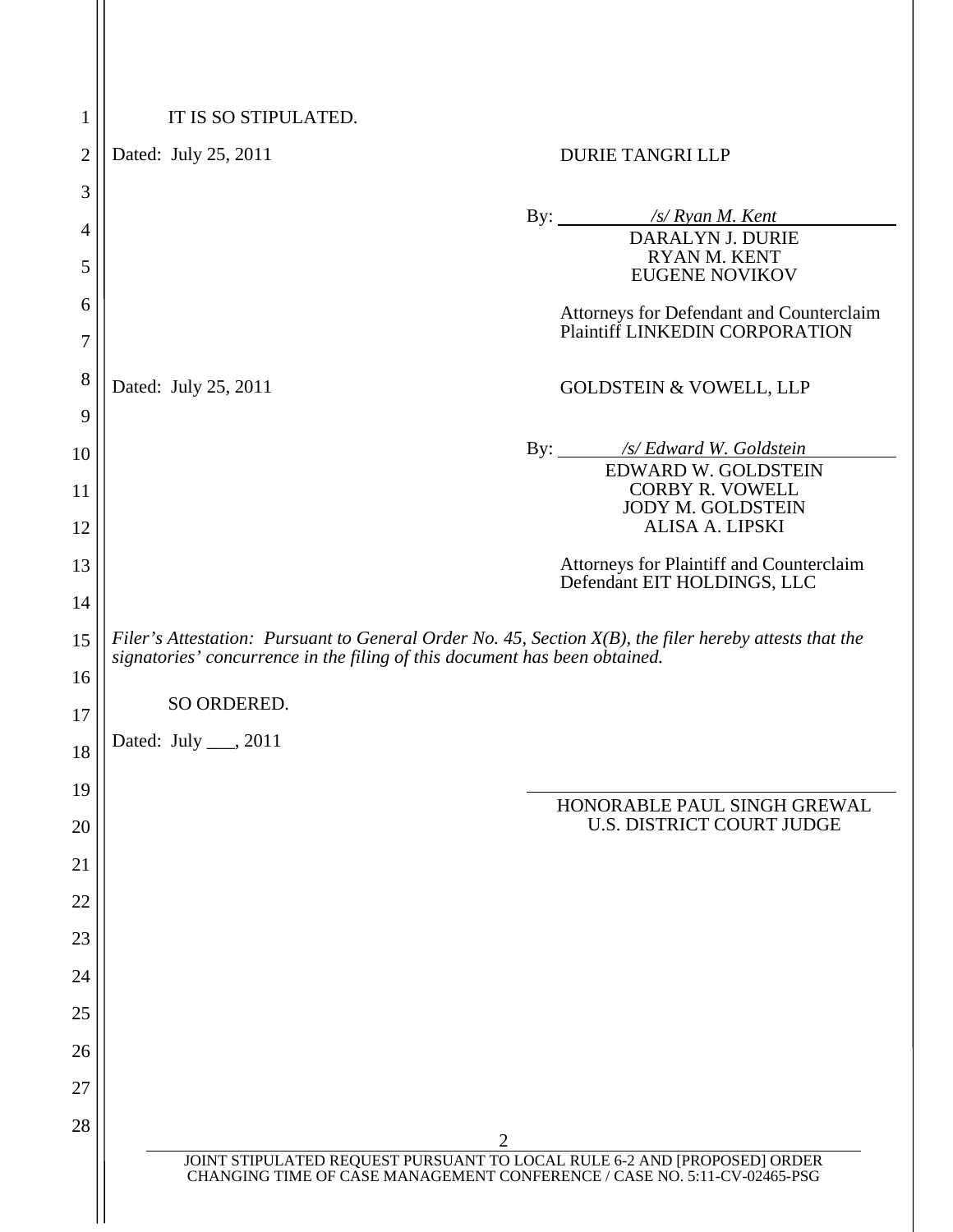IT IS SO STIPULATED.

Dated: July 25, 2011

DURIE TANGRI LLP

By: *\/s/ Ryan M. Kent*
DARALYN J. DURIE
RYAN M. KENT
EUGENE NOVIKOV

Attorneys for Defendant and Counterclaim Plaintiff LINKEDIN CORPORATION

Dated: July 25, 2011

GOLDSTEIN & VOWELL, LLP

By: *\/s/ Edward W. Goldstein*
EDWARD W. GOLDSTEIN
CORBY R. VOWELL
JODY M. GOLDSTEIN
ALISA A. LIPSKI

Attorneys for Plaintiff and Counterclaim Defendant EIT HOLDINGS, LLC

*Filer's Attestation: Pursuant to General Order No. 45, Section X(B), the filer hereby attests that the signatories' concurrence in the filing of this document has been obtained.*

SO ORDERED.

Dated: July ___, 2011

_______________________________
HONORABLE PAUL SINGH GREWAL
U.S. DISTRICT COURT JUDGE

JOINT STIPULATED REQUEST PURSUANT TO LOCAL RULE 6-2 AND [PROPOSED] ORDER CHANGING TIME OF CASE MANAGEMENT CONFERENCE / CASE NO. 5:11-CV-02465-PSG